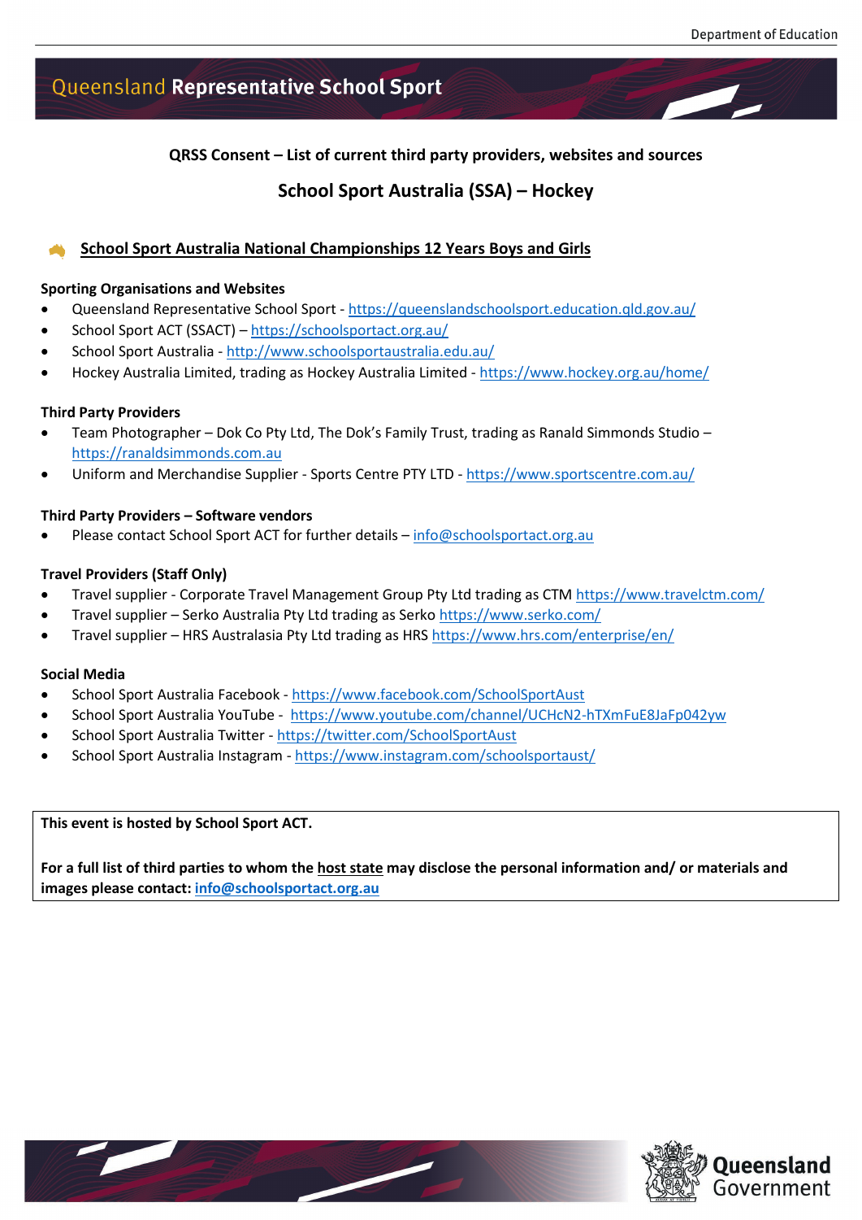# Queensland Representative School Sport

**QRSS Consent – List of current third party providers, websites and sources**

## School Sport Australia (SSA) – Hockey

### School Sport Australia National Championships 12 Years Boys and Girls

**Sporting Organisations and Websites**

- Queensland Representative School Sport - https://queenslandschoolsport.education.qld.gov.au/
- School Sport ACT (SSACT) – https://schoolsportact.org.au/
- School Sport Australia - http://www.schoolsportaustralia.edu.au/
- Hockey Australia Limited, trading as Hockey Australia Limited - https://www.hockey.org.au/home/

**Third Party Providers**

- Team Photographer – Dok Co Pty Ltd, The Dok's Family Trust, trading as Ranald Simmonds Studio – https://ranaldsimmonds.com.au
- Uniform and Merchandise Supplier - Sports Centre PTY LTD - https://www.sportscentre.com.au/

**Third Party Providers – Software vendors**

- Please contact School Sport ACT for further details – info@schoolsportact.org.au

**Travel Providers (Staff Only)**

- Travel supplier - Corporate Travel Management Group Pty Ltd trading as CTM https://www.travelctm.com/
- Travel supplier – Serko Australia Pty Ltd trading as Serko https://www.serko.com/
- Travel supplier – HRS Australasia Pty Ltd trading as HRS https://www.hrs.com/enterprise/en/

**Social Media**

- School Sport Australia Facebook - https://www.facebook.com/SchoolSportAust
- School Sport Australia YouTube - https://www.youtube.com/channel/UCHcN2-hTXmFuE8JaFp042yw
- School Sport Australia Twitter - https://twitter.com/SchoolSportAust
- School Sport Australia Instagram - https://www.instagram.com/schoolsportaust/

**This event is hosted by School Sport ACT.**

**For a full list of third parties to whom the host state may disclose the personal information and/ or materials and images please contact: info@schoolsportact.org.au**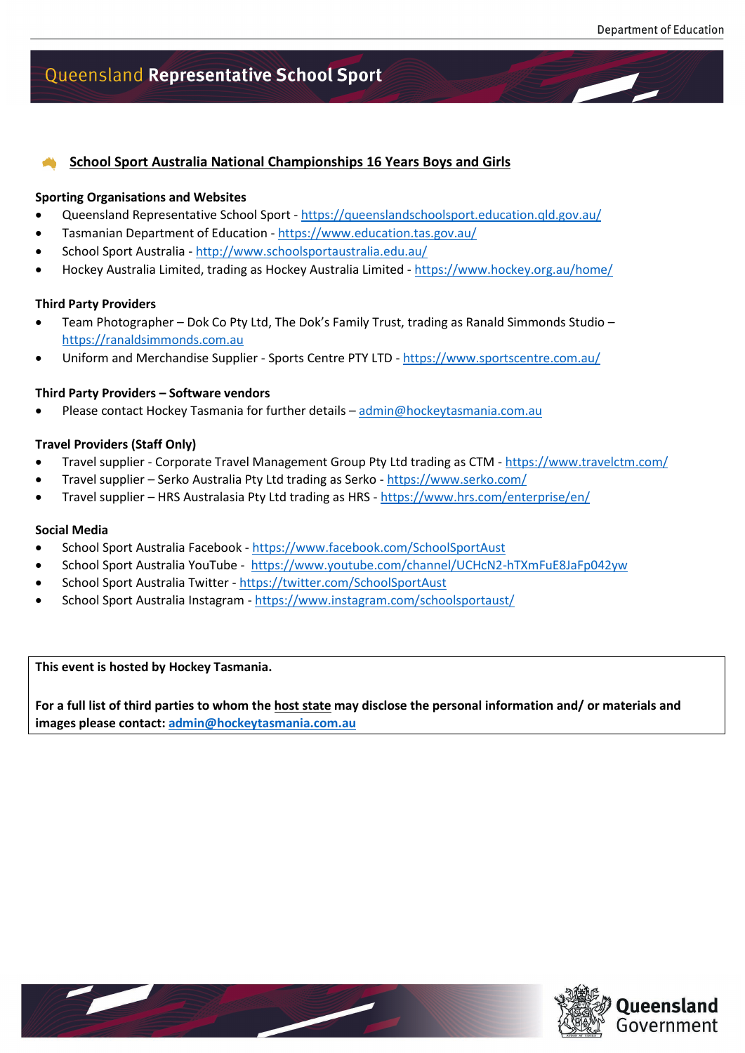# Queensland Representative School Sport

## School Sport Australia National Championships 16 Years Boys and Girls

**Sporting Organisations and Websites**

- Queensland Representative School Sport - https://queenslandschoolsport.education.qld.gov.au/
- Tasmanian Department of Education - https://www.education.tas.gov.au/
- School Sport Australia - http://www.schoolsportaustralia.edu.au/
- Hockey Australia Limited, trading as Hockey Australia Limited - https://www.hockey.org.au/home/

**Third Party Providers**

- Team Photographer – Dok Co Pty Ltd, The Dok's Family Trust, trading as Ranald Simmonds Studio – https://ranaldsimmonds.com.au
- Uniform and Merchandise Supplier - Sports Centre PTY LTD - https://www.sportscentre.com.au/

**Third Party Providers – Software vendors**

- Please contact Hockey Tasmania for further details – admin@hockeytasmania.com.au

**Travel Providers (Staff Only)**

- Travel supplier - Corporate Travel Management Group Pty Ltd trading as CTM - https://www.travelctm.com/
- Travel supplier – Serko Australia Pty Ltd trading as Serko - https://www.serko.com/
- Travel supplier – HRS Australasia Pty Ltd trading as HRS - https://www.hrs.com/enterprise/en/

**Social Media**

- School Sport Australia Facebook - https://www.facebook.com/SchoolSportAust
- School Sport Australia YouTube - https://www.youtube.com/channel/UCHcN2-hTXmFuE8JaFp042yw
- School Sport Australia Twitter - https://twitter.com/SchoolSportAust
- School Sport Australia Instagram - https://www.instagram.com/schoolsportaust/

**This event is hosted by Hockey Tasmania.**

**For a full list of third parties to whom the host state may disclose the personal information and/ or materials and images please contact: admin@hockeytasmania.com.au**